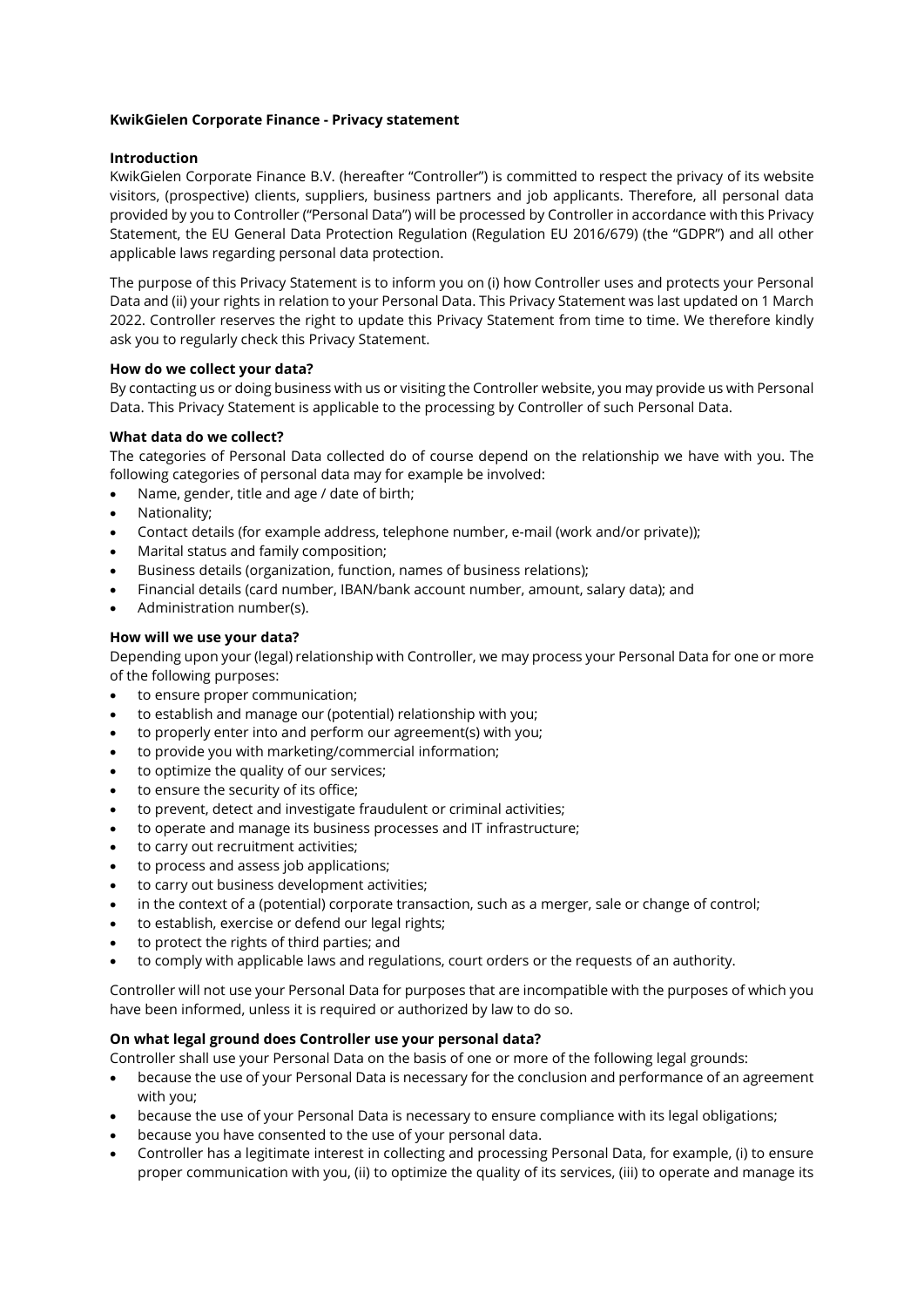**KwikGielen Corporate Finance - Privacy statement**

**Introduction**

KwikGielen Corporate Finance B.V. (hereafter "Controller") is committed to respect the privacy of its website visitors, (prospective) clients, suppliers, business partners and job applicants. Therefore, all personal data provided by you to Controller ("Personal Data") will be processed by Controller in accordance with this Privacy Statement, the EU General Data Protection Regulation (Regulation EU 2016/679) (the "GDPR") and all other applicable laws regarding personal data protection.

The purpose of this Privacy Statement is to inform you on (i) how Controller uses and protects your Personal Data and (ii) your rights in relation to your Personal Data. This Privacy Statement was last updated on 1 March 2022. Controller reserves the right to update this Privacy Statement from time to time. We therefore kindly ask you to regularly check this Privacy Statement.

**How do we collect your data?**

By contacting us or doing business with us or visiting the Controller website, you may provide us with Personal Data. This Privacy Statement is applicable to the processing by Controller of such Personal Data.

**What data do we collect?**

The categories of Personal Data collected do of course depend on the relationship we have with you. The following categories of personal data may for example be involved:

- Name, gender, title and age / date of birth;
- Nationality;
- Contact details (for example address, telephone number, e-mail (work and/or private));
- Marital status and family composition;
- Business details (organization, function, names of business relations);
- Financial details (card number, IBAN/bank account number, amount, salary data); and
- Administration number(s).

**How will we use your data?**

Depending upon your (legal) relationship with Controller, we may process your Personal Data for one or more of the following purposes:

- to ensure proper communication;
- to establish and manage our (potential) relationship with you;
- to properly enter into and perform our agreement(s) with you;
- to provide you with marketing/commercial information;
- to optimize the quality of our services;
- to ensure the security of its office;
- to prevent, detect and investigate fraudulent or criminal activities;
- to operate and manage its business processes and IT infrastructure;
- to carry out recruitment activities;
- to process and assess job applications;
- to carry out business development activities;
- in the context of a (potential) corporate transaction, such as a merger, sale or change of control;
- to establish, exercise or defend our legal rights;
- to protect the rights of third parties; and
- to comply with applicable laws and regulations, court orders or the requests of an authority.

Controller will not use your Personal Data for purposes that are incompatible with the purposes of which you have been informed, unless it is required or authorized by law to do so.

**On what legal ground does Controller use your personal data?**

Controller shall use your Personal Data on the basis of one or more of the following legal grounds:

- because the use of your Personal Data is necessary for the conclusion and performance of an agreement with you;
- because the use of your Personal Data is necessary to ensure compliance with its legal obligations;
- because you have consented to the use of your personal data.
- Controller has a legitimate interest in collecting and processing Personal Data, for example, (i) to ensure proper communication with you, (ii) to optimize the quality of its services, (iii) to operate and manage its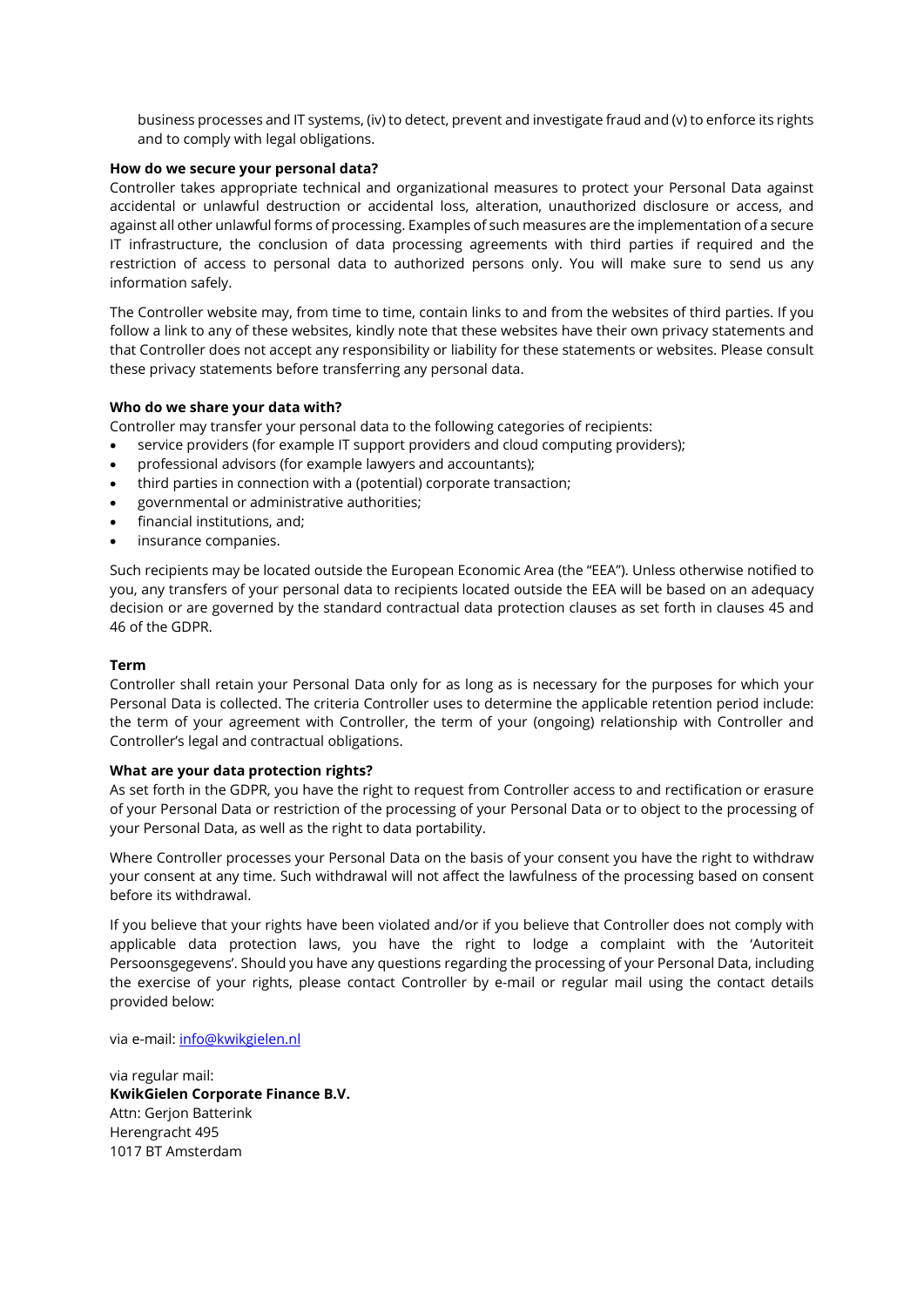business processes and IT systems, (iv) to detect, prevent and investigate fraud and (v) to enforce its rights and to comply with legal obligations.

**How do we secure your personal data?**

Controller takes appropriate technical and organizational measures to protect your Personal Data against accidental or unlawful destruction or accidental loss, alteration, unauthorized disclosure or access, and against all other unlawful forms of processing. Examples of such measures are the implementation of a secure IT infrastructure, the conclusion of data processing agreements with third parties if required and the restriction of access to personal data to authorized persons only. You will make sure to send us any information safely.

The Controller website may, from time to time, contain links to and from the websites of third parties. If you follow a link to any of these websites, kindly note that these websites have their own privacy statements and that Controller does not accept any responsibility or liability for these statements or websites. Please consult these privacy statements before transferring any personal data.

**Who do we share your data with?**

Controller may transfer your personal data to the following categories of recipients:

- service providers (for example IT support providers and cloud computing providers);
- professional advisors (for example lawyers and accountants);
- third parties in connection with a (potential) corporate transaction;
- governmental or administrative authorities;
- financial institutions, and;
- insurance companies.

Such recipients may be located outside the European Economic Area (the "EEA"). Unless otherwise notified to you, any transfers of your personal data to recipients located outside the EEA will be based on an adequacy decision or are governed by the standard contractual data protection clauses as set forth in clauses 45 and 46 of the GDPR.

**Term**

Controller shall retain your Personal Data only for as long as is necessary for the purposes for which your Personal Data is collected. The criteria Controller uses to determine the applicable retention period include: the term of your agreement with Controller, the term of your (ongoing) relationship with Controller and Controller's legal and contractual obligations.

**What are your data protection rights?**

As set forth in the GDPR, you have the right to request from Controller access to and rectification or erasure of your Personal Data or restriction of the processing of your Personal Data or to object to the processing of your Personal Data, as well as the right to data portability.

Where Controller processes your Personal Data on the basis of your consent you have the right to withdraw your consent at any time. Such withdrawal will not affect the lawfulness of the processing based on consent before its withdrawal.

If you believe that your rights have been violated and/or if you believe that Controller does not comply with applicable data protection laws, you have the right to lodge a complaint with the 'Autoriteit Persoonsgegevens'. Should you have any questions regarding the processing of your Personal Data, including the exercise of your rights, please contact Controller by e-mail or regular mail using the contact details provided below:

via e-mail: info@kwikgielen.nl

via regular mail:
**KwikGielen Corporate Finance B.V.**
Attn: Gerjon Batterink
Herengracht 495
1017 BT Amsterdam